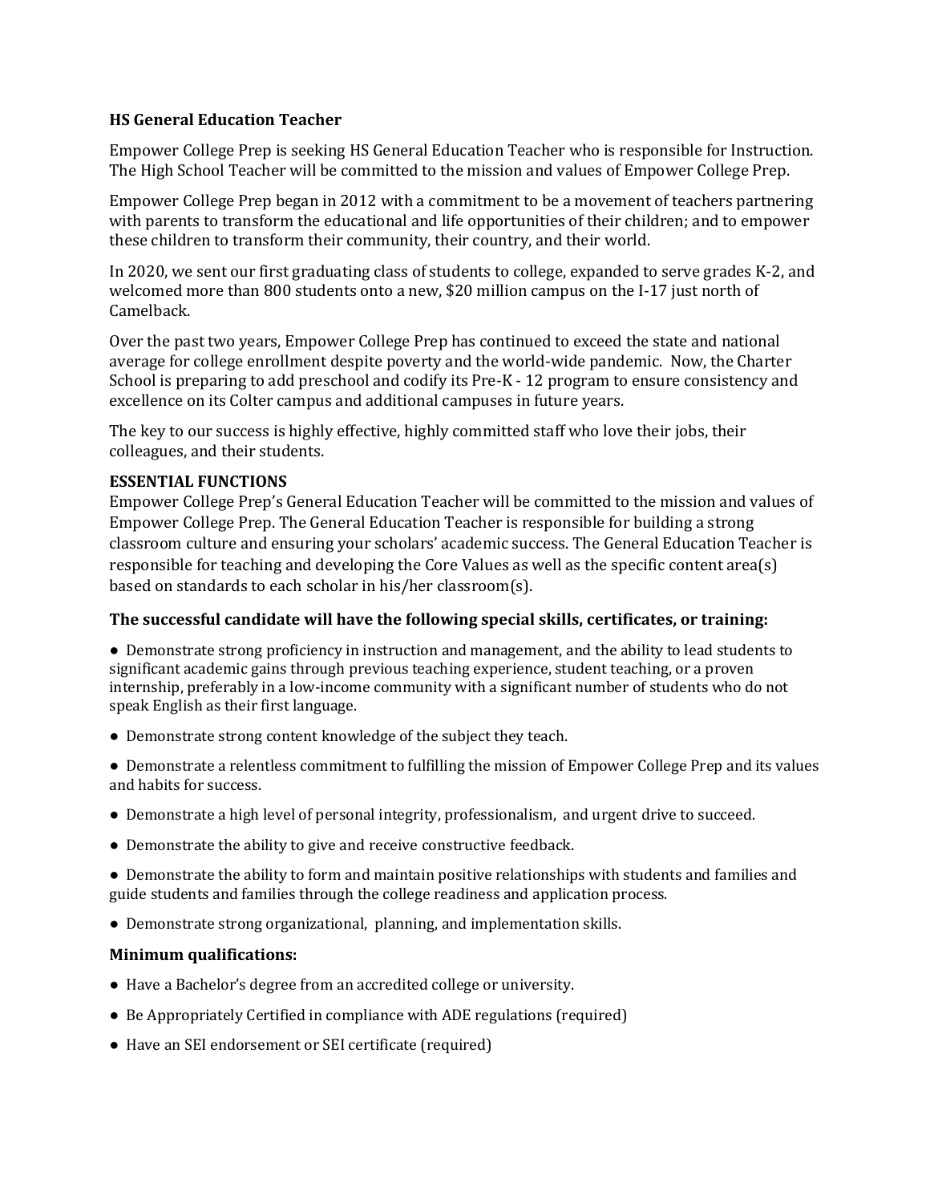**HS General Education Teacher**

Empower College Prep is seeking HS General Education Teacher who is responsible for Instruction. The High School Teacher will be committed to the mission and values of Empower College Prep.

Empower College Prep began in 2012 with a commitment to be a movement of teachers partnering with parents to transform the educational and life opportunities of their children; and to empower these children to transform their community, their country, and their world.

In 2020, we sent our first graduating class of students to college, expanded to serve grades K-2, and welcomed more than 800 students onto a new, $20 million campus on the I-17 just north of Camelback.

Over the past two years, Empower College Prep has continued to exceed the state and national average for college enrollment despite poverty and the world-wide pandemic. Now, the Charter School is preparing to add preschool and codify its Pre-K - 12 program to ensure consistency and excellence on its Colter campus and additional campuses in future years.

The key to our success is highly effective, highly committed staff who love their jobs, their colleagues, and their students.

**ESSENTIAL FUNCTIONS**

Empower College Prep's General Education Teacher will be committed to the mission and values of Empower College Prep. The General Education Teacher is responsible for building a strong classroom culture and ensuring your scholars' academic success. The General Education Teacher is responsible for teaching and developing the Core Values as well as the specific content area(s) based on standards to each scholar in his/her classroom(s).

### The successful candidate will have the following special skills, certificates, or training:

- Demonstrate strong proficiency in instruction and management, and the ability to lead students to significant academic gains through previous teaching experience, student teaching, or a proven internship, preferably in a low-income community with a significant number of students who do not speak English as their first language.
- Demonstrate strong content knowledge of the subject they teach.
- Demonstrate a relentless commitment to fulfilling the mission of Empower College Prep and its values and habits for success.
- Demonstrate a high level of personal integrity, professionalism, and urgent drive to succeed.
- Demonstrate the ability to give and receive constructive feedback.
- Demonstrate the ability to form and maintain positive relationships with students and families and guide students and families through the college readiness and application process.
- Demonstrate strong organizational, planning, and implementation skills.

### Minimum qualifications:

- Have a Bachelor's degree from an accredited college or university.
- Be Appropriately Certified in compliance with ADE regulations (required)
- Have an SEI endorsement or SEI certificate (required)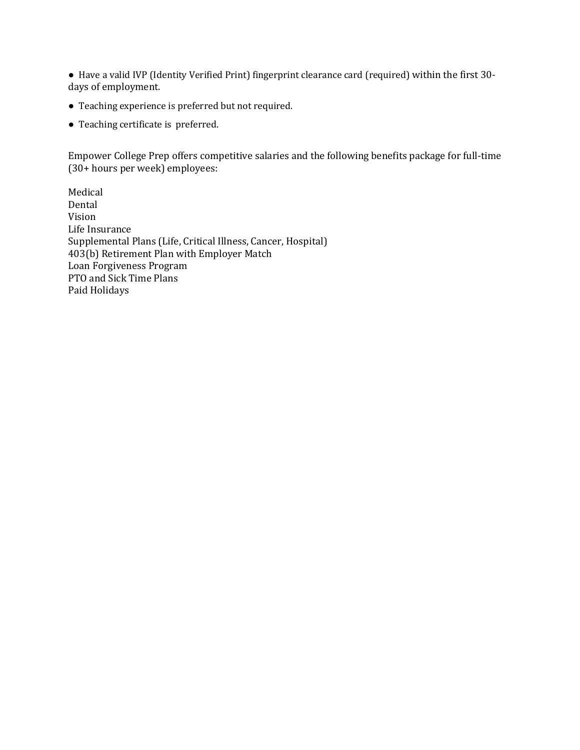- Have a valid IVP (Identity Verified Print) fingerprint clearance card (required) within the first 30-days of employment.
- Teaching experience is preferred but not required.
- Teaching certificate is preferred.

Empower College Prep offers competitive salaries and the following benefits package for full-time (30+ hours per week) employees:

Medical
Dental
Vision
Life Insurance
Supplemental Plans (Life, Critical Illness, Cancer, Hospital)
403(b) Retirement Plan with Employer Match
Loan Forgiveness Program
PTO and Sick Time Plans
Paid Holidays